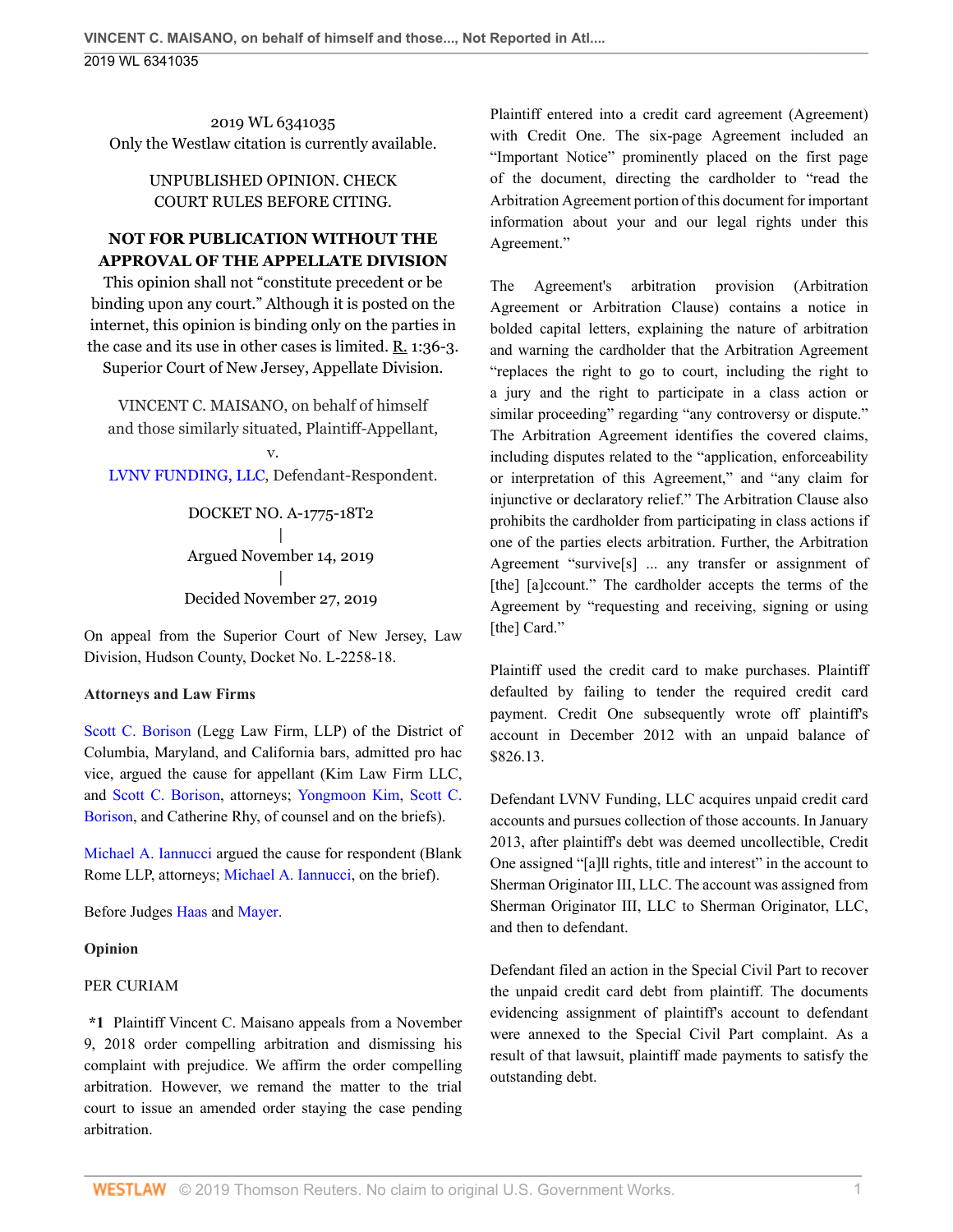2019 WL 6341035

Only the Westlaw citation is currently available.

UNPUBLISHED OPINION. CHECK COURT RULES BEFORE CITING.

**NOT FOR PUBLICATION WITHOUT THE APPROVAL OF THE APPELLATE DIVISION**

This opinion shall not "constitute precedent or be binding upon any court." Although it is posted on the internet, this opinion is binding only on the parties in the case and its use in other cases is limited. R. 1:36-3.

Superior Court of New Jersey, Appellate Division.

VINCENT C. MAISANO, on behalf of himself and those similarly situated, Plaintiff-Appellant,

v.

LVNV FUNDING, LLC, Defendant-Respondent.

DOCKET NO. A-1775-18T2

|

Argued November 14, 2019

|

Decided November 27, 2019

On appeal from the Superior Court of New Jersey, Law Division, Hudson County, Docket No. L-2258-18.

**Attorneys and Law Firms**

Scott C. Borison (Legg Law Firm, LLP) of the District of Columbia, Maryland, and California bars, admitted pro hac vice, argued the cause for appellant (Kim Law Firm LLC, and Scott C. Borison, attorneys; Yongmoon Kim, Scott C. Borison, and Catherine Rhy, of counsel and on the briefs).

Michael A. Iannucci argued the cause for respondent (Blank Rome LLP, attorneys; Michael A. Iannucci, on the brief).

Before Judges Haas and Mayer.

**Opinion**

PER CURIAM

**\*1** Plaintiff Vincent C. Maisano appeals from a November 9, 2018 order compelling arbitration and dismissing his complaint with prejudice. We affirm the order compelling arbitration. However, we remand the matter to the trial court to issue an amended order staying the case pending arbitration.

Plaintiff entered into a credit card agreement (Agreement) with Credit One. The six-page Agreement included an "Important Notice" prominently placed on the first page of the document, directing the cardholder to "read the Arbitration Agreement portion of this document for important information about your and our legal rights under this Agreement."

The Agreement's arbitration provision (Arbitration Agreement or Arbitration Clause) contains a notice in bolded capital letters, explaining the nature of arbitration and warning the cardholder that the Arbitration Agreement "replaces the right to go to court, including the right to a jury and the right to participate in a class action or similar proceeding" regarding "any controversy or dispute." The Arbitration Agreement identifies the covered claims, including disputes related to the "application, enforceability or interpretation of this Agreement," and "any claim for injunctive or declaratory relief." The Arbitration Clause also prohibits the cardholder from participating in class actions if one of the parties elects arbitration. Further, the Arbitration Agreement "survive[s] ... any transfer or assignment of [the] [a]ccount." The cardholder accepts the terms of the Agreement by "requesting and receiving, signing or using [the] Card."

Plaintiff used the credit card to make purchases. Plaintiff defaulted by failing to tender the required credit card payment. Credit One subsequently wrote off plaintiff's account in December 2012 with an unpaid balance of $826.13.

Defendant LVNV Funding, LLC acquires unpaid credit card accounts and pursues collection of those accounts. In January 2013, after plaintiff's debt was deemed uncollectible, Credit One assigned "[a]ll rights, title and interest" in the account to Sherman Originator III, LLC. The account was assigned from Sherman Originator III, LLC to Sherman Originator, LLC, and then to defendant.

Defendant filed an action in the Special Civil Part to recover the unpaid credit card debt from plaintiff. The documents evidencing assignment of plaintiff's account to defendant were annexed to the Special Civil Part complaint. As a result of that lawsuit, plaintiff made payments to satisfy the outstanding debt.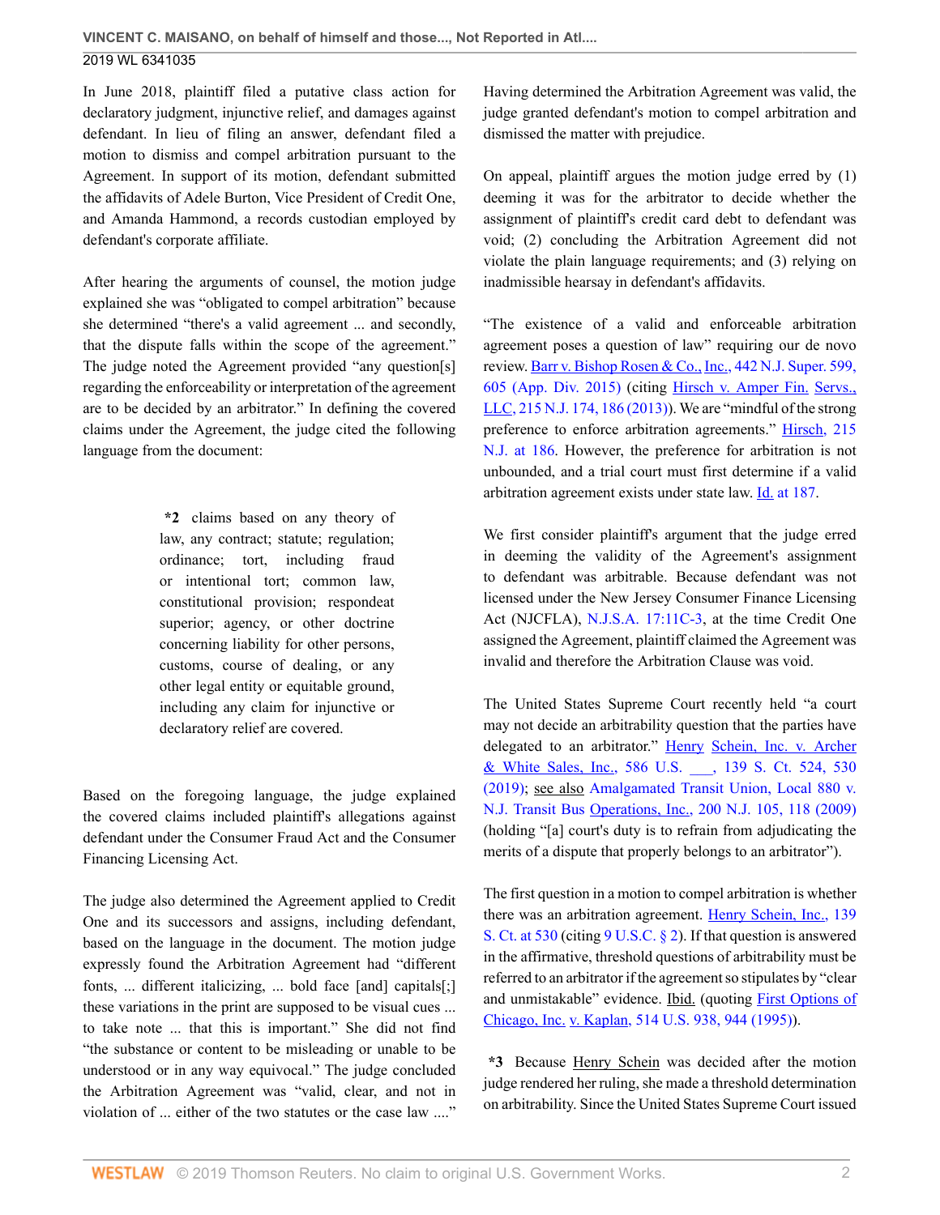In June 2018, plaintiff filed a putative class action for declaratory judgment, injunctive relief, and damages against defendant. In lieu of filing an answer, defendant filed a motion to dismiss and compel arbitration pursuant to the Agreement. In support of its motion, defendant submitted the affidavits of Adele Burton, Vice President of Credit One, and Amanda Hammond, a records custodian employed by defendant's corporate affiliate.

After hearing the arguments of counsel, the motion judge explained she was "obligated to compel arbitration" because she determined "there's a valid agreement ... and secondly, that the dispute falls within the scope of the agreement." The judge noted the Agreement provided "any question[s] regarding the enforceability or interpretation of the agreement are to be decided by an arbitrator." In defining the covered claims under the Agreement, the judge cited the following language from the document:

> **\*2** claims based on any theory of law, any contract; statute; regulation; ordinance; tort, including fraud or intentional tort; common law, constitutional provision; respondeat superior; agency, or other doctrine concerning liability for other persons, customs, course of dealing, or any other legal entity or equitable ground, including any claim for injunctive or declaratory relief are covered.

Based on the foregoing language, the judge explained the covered claims included plaintiff's allegations against defendant under the Consumer Fraud Act and the Consumer Financing Licensing Act.

The judge also determined the Agreement applied to Credit One and its successors and assigns, including defendant, based on the language in the document. The motion judge expressly found the Arbitration Agreement had "different fonts, ... different italicizing, ... bold face [and] capitals[;] these variations in the print are supposed to be visual cues ... to take note ... that this is important." She did not find "the substance or content to be misleading or unable to be understood or in any way equivocal." The judge concluded the Arbitration Agreement was "valid, clear, and not in violation of ... either of the two statutes or the case law ...."

Having determined the Arbitration Agreement was valid, the judge granted defendant's motion to compel arbitration and dismissed the matter with prejudice.

On appeal, plaintiff argues the motion judge erred by (1) deeming it was for the arbitrator to decide whether the assignment of plaintiff's credit card debt to defendant was void; (2) concluding the Arbitration Agreement did not violate the plain language requirements; and (3) relying on inadmissible hearsay in defendant's affidavits.

"The existence of a valid and enforceable arbitration agreement poses a question of law" requiring our de novo review. Barr v. Bishop Rosen & Co., Inc., 442 N.J. Super. 599, 605 (App. Div. 2015) (citing Hirsch v. Amper Fin. Servs., LLC, 215 N.J. 174, 186 (2013)). We are "mindful of the strong preference to enforce arbitration agreements." Hirsch, 215 N.J. at 186. However, the preference for arbitration is not unbounded, and a trial court must first determine if a valid arbitration agreement exists under state law. Id. at 187.

We first consider plaintiff's argument that the judge erred in deeming the validity of the Agreement's assignment to defendant was arbitrable. Because defendant was not licensed under the New Jersey Consumer Finance Licensing Act (NJCFLA), N.J.S.A. 17:11C-3, at the time Credit One assigned the Agreement, plaintiff claimed the Agreement was invalid and therefore the Arbitration Clause was void.

The United States Supreme Court recently held "a court may not decide an arbitrability question that the parties have delegated to an arbitrator." Henry Schein, Inc. v. Archer & White Sales, Inc., 586 U.S. \_\_\_, 139 S. Ct. 524, 530 (2019); see also Amalgamated Transit Union, Local 880 v. N.J. Transit Bus Operations, Inc., 200 N.J. 105, 118 (2009) (holding "[a] court's duty is to refrain from adjudicating the merits of a dispute that properly belongs to an arbitrator").

The first question in a motion to compel arbitration is whether there was an arbitration agreement. Henry Schein, Inc., 139 S. Ct. at 530 (citing 9 U.S.C. § 2). If that question is answered in the affirmative, threshold questions of arbitrability must be referred to an arbitrator if the agreement so stipulates by "clear and unmistakable" evidence. Ibid. (quoting First Options of Chicago, Inc. v. Kaplan, 514 U.S. 938, 944 (1995)).

**\*3** Because Henry Schein was decided after the motion judge rendered her ruling, she made a threshold determination on arbitrability. Since the United States Supreme Court issued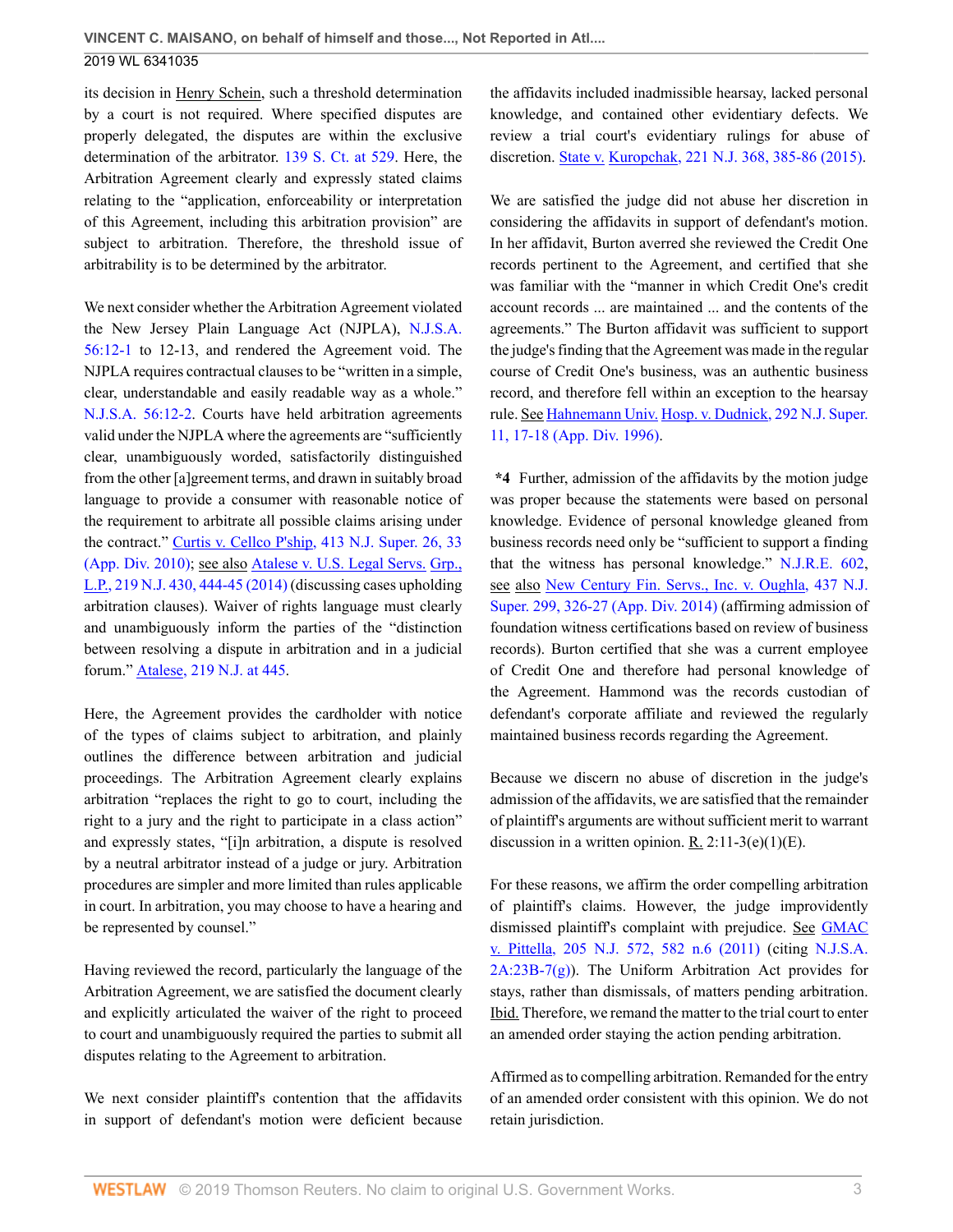its decision in Henry Schein, such a threshold determination by a court is not required. Where specified disputes are properly delegated, the disputes are within the exclusive determination of the arbitrator. 139 S. Ct. at 529. Here, the Arbitration Agreement clearly and expressly stated claims relating to the "application, enforceability or interpretation of this Agreement, including this arbitration provision" are subject to arbitration. Therefore, the threshold issue of arbitrability is to be determined by the arbitrator.

We next consider whether the Arbitration Agreement violated the New Jersey Plain Language Act (NJPLA), N.J.S.A. 56:12-1 to 12-13, and rendered the Agreement void. The NJPLA requires contractual clauses to be "written in a simple, clear, understandable and easily readable way as a whole." N.J.S.A. 56:12-2. Courts have held arbitration agreements valid under the NJPLA where the agreements are "sufficiently clear, unambiguously worded, satisfactorily distinguished from the other [a]greement terms, and drawn in suitably broad language to provide a consumer with reasonable notice of the requirement to arbitrate all possible claims arising under the contract." Curtis v. Cellco P'ship, 413 N.J. Super. 26, 33 (App. Div. 2010); see also Atalese v. U.S. Legal Servs. Grp., L.P., 219 N.J. 430, 444-45 (2014) (discussing cases upholding arbitration clauses). Waiver of rights language must clearly and unambiguously inform the parties of the "distinction between resolving a dispute in arbitration and in a judicial forum." Atalese, 219 N.J. at 445.

Here, the Agreement provides the cardholder with notice of the types of claims subject to arbitration, and plainly outlines the difference between arbitration and judicial proceedings. The Arbitration Agreement clearly explains arbitration "replaces the right to go to court, including the right to a jury and the right to participate in a class action" and expressly states, "[i]n arbitration, a dispute is resolved by a neutral arbitrator instead of a judge or jury. Arbitration procedures are simpler and more limited than rules applicable in court. In arbitration, you may choose to have a hearing and be represented by counsel."

Having reviewed the record, particularly the language of the Arbitration Agreement, we are satisfied the document clearly and explicitly articulated the waiver of the right to proceed to court and unambiguously required the parties to submit all disputes relating to the Agreement to arbitration.

We next consider plaintiff's contention that the affidavits in support of defendant's motion were deficient because the affidavits included inadmissible hearsay, lacked personal knowledge, and contained other evidentiary defects. We review a trial court's evidentiary rulings for abuse of discretion. State v. Kuropchak, 221 N.J. 368, 385-86 (2015).

We are satisfied the judge did not abuse her discretion in considering the affidavits in support of defendant's motion. In her affidavit, Burton averred she reviewed the Credit One records pertinent to the Agreement, and certified that she was familiar with the "manner in which Credit One's credit account records ... are maintained ... and the contents of the agreements." The Burton affidavit was sufficient to support the judge's finding that the Agreement was made in the regular course of Credit One's business, was an authentic business record, and therefore fell within an exception to the hearsay rule. See Hahnemann Univ. Hosp. v. Dudnick, 292 N.J. Super. 11, 17-18 (App. Div. 1996).

**\*4** Further, admission of the affidavits by the motion judge was proper because the statements were based on personal knowledge. Evidence of personal knowledge gleaned from business records need only be "sufficient to support a finding that the witness has personal knowledge." N.J.R.E. 602, see also New Century Fin. Servs., Inc. v. Oughla, 437 N.J. Super. 299, 326-27 (App. Div. 2014) (affirming admission of foundation witness certifications based on review of business records). Burton certified that she was a current employee of Credit One and therefore had personal knowledge of the Agreement. Hammond was the records custodian of defendant's corporate affiliate and reviewed the regularly maintained business records regarding the Agreement.

Because we discern no abuse of discretion in the judge's admission of the affidavits, we are satisfied that the remainder of plaintiff's arguments are without sufficient merit to warrant discussion in a written opinion. R. 2:11-3(e)(1)(E).

For these reasons, we affirm the order compelling arbitration of plaintiff's claims. However, the judge improvidently dismissed plaintiff's complaint with prejudice. See GMAC v. Pittella, 205 N.J. 572, 582 n.6 (2011) (citing N.J.S.A. 2A:23B-7(g)). The Uniform Arbitration Act provides for stays, rather than dismissals, of matters pending arbitration. Ibid. Therefore, we remand the matter to the trial court to enter an amended order staying the action pending arbitration.

Affirmed as to compelling arbitration. Remanded for the entry of an amended order consistent with this opinion. We do not retain jurisdiction.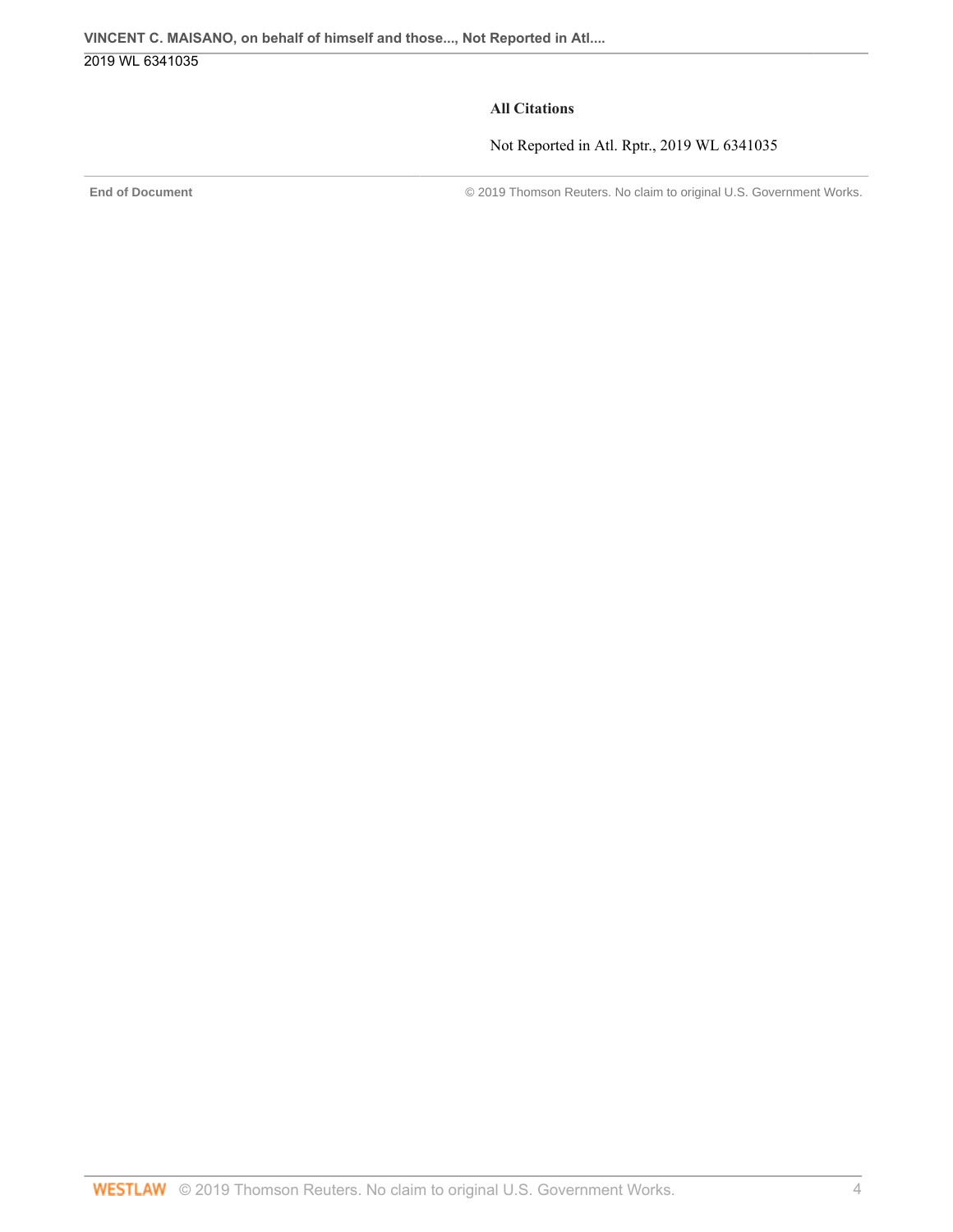**All Citations**

Not Reported in Atl. Rptr., 2019 WL 6341035

---

**End of Document** © 2019 Thomson Reuters. No claim to original U.S. Government Works.